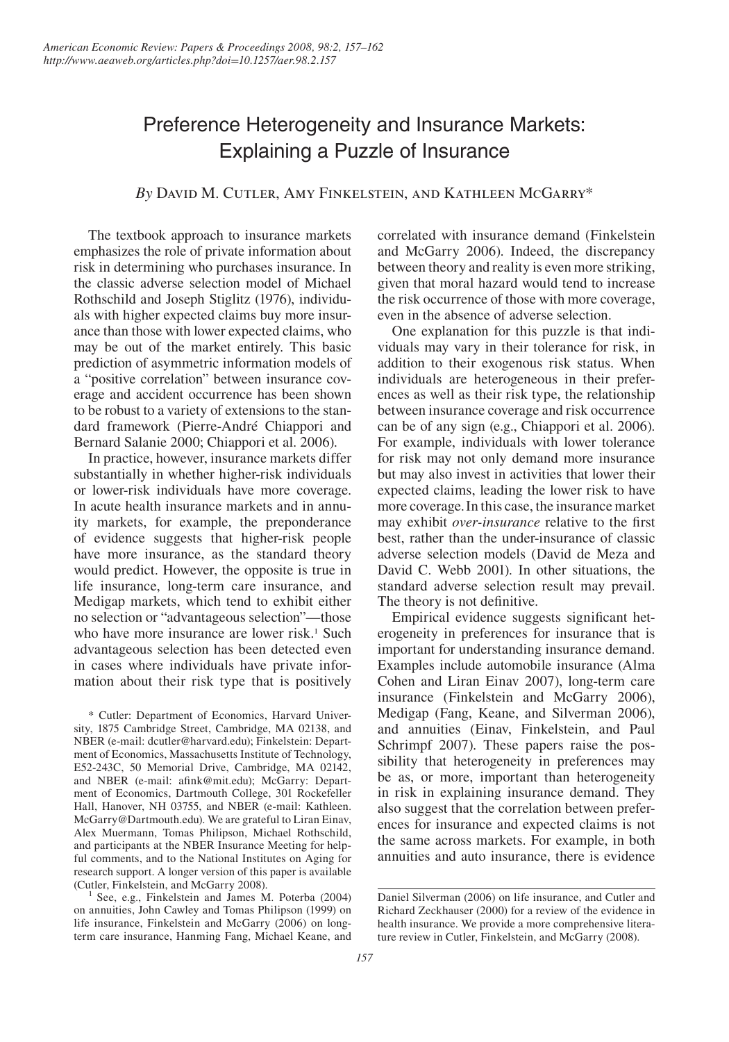# Preference Heterogeneity and Insurance Markets: Explaining a Puzzle of Insurance

*By* David M. Cutler, Amy Finkelstein, and Kathleen McGarry*

The textbook approach to insurance markets emphasizes the role of private information about risk in determining who purchases insurance. In the classic adverse selection model of Michael Rothschild and Joseph Stiglitz (1976), individuals with higher expected claims buy more insurance than those with lower expected claims, who may be out of the market entirely. This basic prediction of asymmetric information models of a "positive correlation" between insurance coverage and accident occurrence has been shown to be robust to a variety of extensions to the standard framework (Pierre-André Chiappori and Bernard Salanie 2000; Chiappori et al. 2006).

In practice, however, insurance markets differ substantially in whether higher-risk individuals or lower-risk individuals have more coverage. In acute health insurance markets and in annuity markets, for example, the preponderance of evidence suggests that higher-risk people have more insurance, as the standard theory would predict. However, the opposite is true in life insurance, long-term care insurance, and Medigap markets, which tend to exhibit either no selection or "advantageous selection"—those who have more insurance are lower risk.[1] Such advantageous selection has been detected even in cases where individuals have private information about their risk type that is positively correlated with insurance demand (Finkelstein and McGarry 2006). Indeed, the discrepancy between theory and reality is even more striking, given that moral hazard would tend to increase the risk occurrence of those with more coverage, even in the absence of adverse selection.

One explanation for this puzzle is that individuals may vary in their tolerance for risk, in addition to their exogenous risk status. When individuals are heterogeneous in their preferences as well as their risk type, the relationship between insurance coverage and risk occurrence can be of any sign (e.g., Chiappori et al. 2006). For example, individuals with lower tolerance for risk may not only demand more insurance but may also invest in activities that lower their expected claims, leading the lower risk to have more coverage. In this case, the insurance market may exhibit *over-insurance* relative to the first best, rather than the under-insurance of classic adverse selection models (David de Meza and David C. Webb 2001). In other situations, the standard adverse selection result may prevail. The theory is not definitive.

Empirical evidence suggests significant heterogeneity in preferences for insurance that is important for understanding insurance demand. Examples include automobile insurance (Alma Cohen and Liran Einav 2007), long-term care insurance (Finkelstein and McGarry 2006), Medigap (Fang, Keane, and Silverman 2006), and annuities (Einav, Finkelstein, and Paul Schrimpf 2007). These papers raise the possibility that heterogeneity in preferences may be as, or more, important than heterogeneity in risk in explaining insurance demand. They also suggest that the correlation between preferences for insurance and expected claims is not the same across markets. For example, in both annuities and auto insurance, there is evidence

\* Cutler: Department of Economics, Harvard University, 1875 Cambridge Street, Cambridge, MA 02138, and NBER (e-mail: dcutler@harvard.edu); Finkelstein: Department of Economics, Massachusetts Institute of Technology, E52-243C, 50 Memorial Drive, Cambridge, MA 02142, and NBER (e-mail: afink@mit.edu); McGarry: Department of Economics, Dartmouth College, 301 Rockefeller Hall, Hanover, NH 03755, and NBER (e-mail: Kathleen.McGarry@Dartmouth.edu). We are grateful to Liran Einav, Alex Muermann, Tomas Philipson, Michael Rothschild, and participants at the NBER Insurance Meeting for helpful comments, and to the National Institutes on Aging for research support. A longer version of this paper is available (Cutler, Finkelstein, and McGarry 2008).

[1] See, e.g., Finkelstein and James M. Poterba (2004) on annuities, John Cawley and Tomas Philipson (1999) on life insurance, Finkelstein and McGarry (2006) on long-term care insurance, Hanming Fang, Michael Keane, and Daniel Silverman (2006) on life insurance, and Cutler and Richard Zeckhauser (2000) for a review of the evidence in health insurance. We provide a more comprehensive literature review in Cutler, Finkelstein, and McGarry (2008).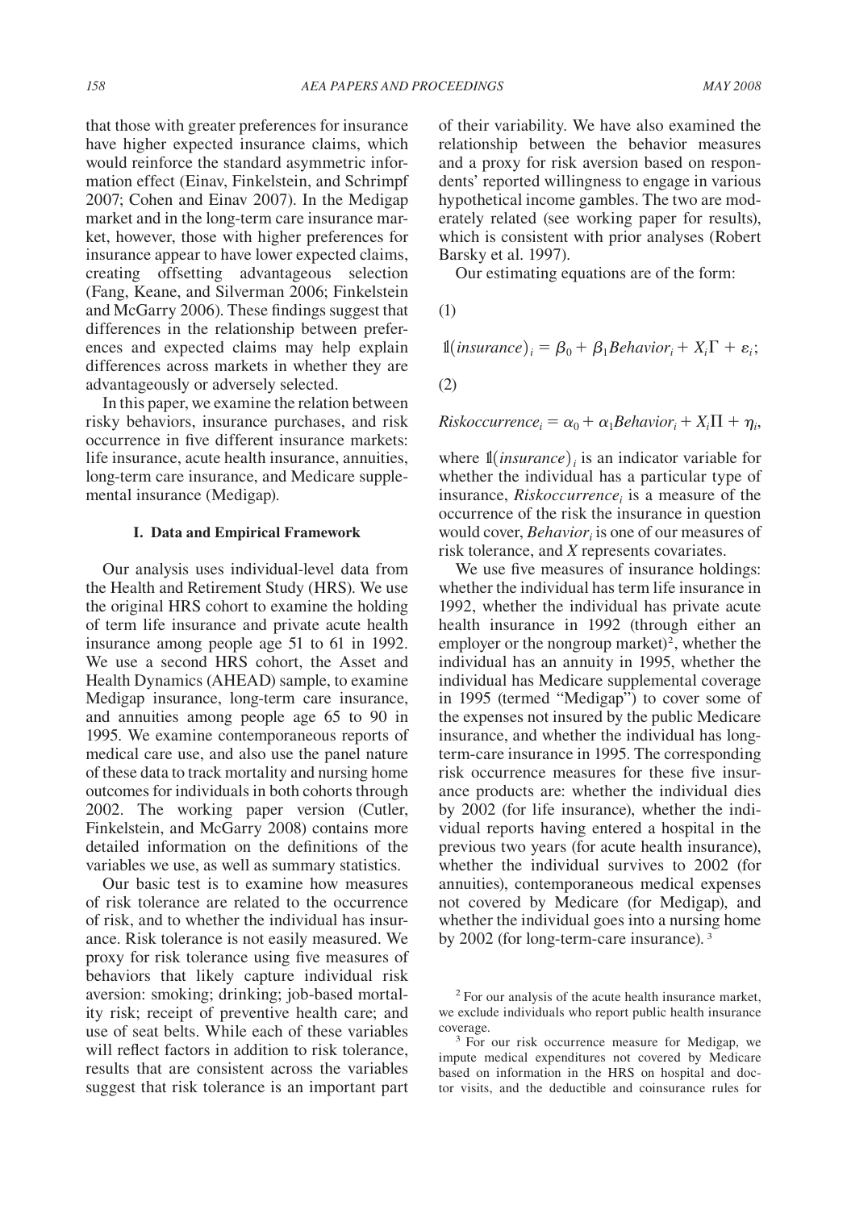that those with greater preferences for insurance have higher expected insurance claims, which would reinforce the standard asymmetric information effect (Einav, Finkelstein, and Schrimpf 2007; Cohen and Einav 2007). In the Medigap market and in the long-term care insurance market, however, those with higher preferences for insurance appear to have lower expected claims, creating offsetting advantageous selection (Fang, Keane, and Silverman 2006; Finkelstein and McGarry 2006). These findings suggest that differences in the relationship between preferences and expected claims may help explain differences across markets in whether they are advantageously or adversely selected.

In this paper, we examine the relation between risky behaviors, insurance purchases, and risk occurrence in five different insurance markets: life insurance, acute health insurance, annuities, long-term care insurance, and Medicare supplemental insurance (Medigap).

## I. Data and Empirical Framework

Our analysis uses individual-level data from the Health and Retirement Study (HRS). We use the original HRS cohort to examine the holding of term life insurance and private acute health insurance among people age 51 to 61 in 1992. We use a second HRS cohort, the Asset and Health Dynamics (AHEAD) sample, to examine Medigap insurance, long-term care insurance, and annuities among people age 65 to 90 in 1995. We examine contemporaneous reports of medical care use, and also use the panel nature of these data to track mortality and nursing home outcomes for individuals in both cohorts through 2002. The working paper version (Cutler, Finkelstein, and McGarry 2008) contains more detailed information on the definitions of the variables we use, as well as summary statistics.

Our basic test is to examine how measures of risk tolerance are related to the occurrence of risk, and to whether the individual has insurance. Risk tolerance is not easily measured. We proxy for risk tolerance using five measures of behaviors that likely capture individual risk aversion: smoking; drinking; job-based mortality risk; receipt of preventive health care; and use of seat belts. While each of these variables will reflect factors in addition to risk tolerance, results that are consistent across the variables suggest that risk tolerance is an important part of their variability. We have also examined the relationship between the behavior measures and a proxy for risk aversion based on respondents' reported willingness to engage in various hypothetical income gambles. The two are moderately related (see working paper for results), which is consistent with prior analyses (Robert Barsky et al. 1997).

Our estimating equations are of the form:

(1)

$$\mathbb{1}(insurance)_i = \beta_0 + \beta_1 Behavior_i + X_i\Gamma + \varepsilon_i;$$

(2)

$$Riskoccurrence_i = \alpha_0 + \alpha_1 Behavior_i + X_i\Pi + \eta_i,$$

where $\mathbb{1}(insurance)_i$ is an indicator variable for whether the individual has a particular type of insurance, $Riskoccurrence_i$ is a measure of the occurrence of the risk the insurance in question would cover, $Behavior_i$ is one of our measures of risk tolerance, and $X$ represents covariates.

We use five measures of insurance holdings: whether the individual has term life insurance in 1992, whether the individual has private acute health insurance in 1992 (through either an employer or the nongroup market)[2], whether the individual has an annuity in 1995, whether the individual has Medicare supplemental coverage in 1995 (termed "Medigap") to cover some of the expenses not insured by the public Medicare insurance, and whether the individual has long-term-care insurance in 1995. The corresponding risk occurrence measures for these five insurance products are: whether the individual dies by 2002 (for life insurance), whether the individual reports having entered a hospital in the previous two years (for acute health insurance), whether the individual survives to 2002 (for annuities), contemporaneous medical expenses not covered by Medicare (for Medigap), and whether the individual goes into a nursing home by 2002 (for long-term-care insurance).[3]

[2] For our analysis of the acute health insurance market, we exclude individuals who report public health insurance coverage.

[3] For our risk occurrence measure for Medigap, we impute medical expenditures not covered by Medicare based on information in the HRS on hospital and doctor visits, and the deductible and coinsurance rules for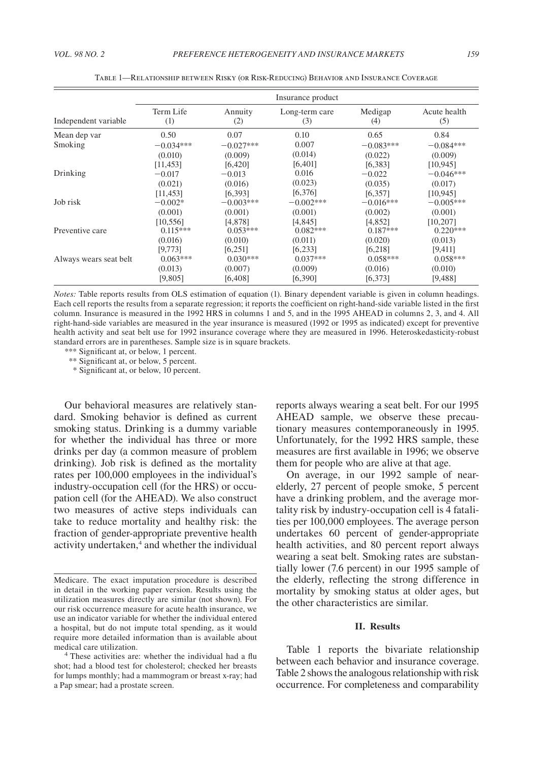Table 1—Relationship between Risky (or Risk-Reducing) Behavior and Insurance Coverage

| | Insurance product | | | | |
|---|---|---|---|---|---|
| Independent variable | Term Life (1) | Annuity (2) | Long-term care (3) | Medigap (4) | Acute health (5) |
| Mean dep var | 0.50 | 0.07 | 0.10 | 0.65 | 0.84 |
| Smoking | −0.034*** | −0.027*** | 0.007 | −0.083*** | −0.084*** |
| | (0.010) | (0.009) | (0.014) | (0.022) | (0.009) |
| | [11,453] | [6,420] | [6,401] | [6,383] | [10,945] |
| Drinking | −0.017 | −0.013 | 0.016 | −0.022 | −0.046*** |
| | (0.021) | (0.016) | (0.023) | (0.035) | (0.017) |
| | [11,453] | [6,393] | [6,376] | [6,357] | [10,945] |
| Job risk | −0.002* | −0.003*** | −0.002*** | −0.016*** | −0.005*** |
| | (0.001) | (0.001) | (0.001) | (0.002) | (0.001) |
| | [10,556] | [4,878] | [4,845] | [4,852] | [10,207] |
| Preventive care | 0.115*** | 0.053*** | 0.082*** | 0.187*** | 0.220*** |
| | (0.016) | (0.010) | (0.011) | (0.020) | (0.013) |
| | [9,773] | [6,251] | [6,233] | [6,218] | [9,411] |
| Always wears seat belt | 0.063*** | 0.030*** | 0.037*** | 0.058*** | 0.058*** |
| | (0.013) | (0.007) | (0.009) | (0.016) | (0.010) |
| | [9,805] | [6,408] | [6,390] | [6,373] | [9,488] |

*Notes:* Table reports results from OLS estimation of equation (1). Binary dependent variable is given in column headings. Each cell reports the results from a separate regression; it reports the coefficient on right-hand-side variable listed in the first column. Insurance is measured in the 1992 HRS in columns 1 and 5, and in the 1995 AHEAD in columns 2, 3, and 4. All right-hand-side variables are measured in the year insurance is measured (1992 or 1995 as indicated) except for preventive health activity and seat belt use for 1992 insurance coverage where they are measured in 1996. Heteroskedasticity-robust standard errors are in parentheses. Sample size is in square brackets.

*** Significant at, or below, 1 percent.

** Significant at, or below, 5 percent.

* Significant at, or below, 10 percent.

Our behavioral measures are relatively standard. Smoking behavior is defined as current smoking status. Drinking is a dummy variable for whether the individual has three or more drinks per day (a common measure of problem drinking). Job risk is defined as the mortality rates per 100,000 employees in the individual's industry-occupation cell (for the HRS) or occupation cell (for the AHEAD). We also construct two measures of active steps individuals can take to reduce mortality and healthy risk: the fraction of gender-appropriate preventive health activity undertaken,[4] and whether the individual reports always wearing a seat belt. For our 1995 AHEAD sample, we observe these precautionary measures contemporaneously in 1995. Unfortunately, for the 1992 HRS sample, these measures are first available in 1996; we observe them for people who are alive at that age.

On average, in our 1992 sample of near-elderly, 27 percent of people smoke, 5 percent have a drinking problem, and the average mortality risk by industry-occupation cell is 4 fatalities per 100,000 employees. The average person undertakes 60 percent of gender-appropriate health activities, and 80 percent report always wearing a seat belt. Smoking rates are substantially lower (7.6 percent) in our 1995 sample of the elderly, reflecting the strong difference in mortality by smoking status at older ages, but the other characteristics are similar.

## II. Results

Table 1 reports the bivariate relationship between each behavior and insurance coverage. Table 2 shows the analogous relationship with risk occurrence. For completeness and comparability

Medicare. The exact imputation procedure is described in detail in the working paper version. Results using the utilization measures directly are similar (not shown). For our risk occurrence measure for acute health insurance, we use an indicator variable for whether the individual entered a hospital, but do not impute total spending, as it would require more detailed information than is available about medical care utilization.

[4] These activities are: whether the individual had a flu shot; had a blood test for cholesterol; checked her breasts for lumps monthly; had a mammogram or breast x-ray; had a Pap smear; had a prostate screen.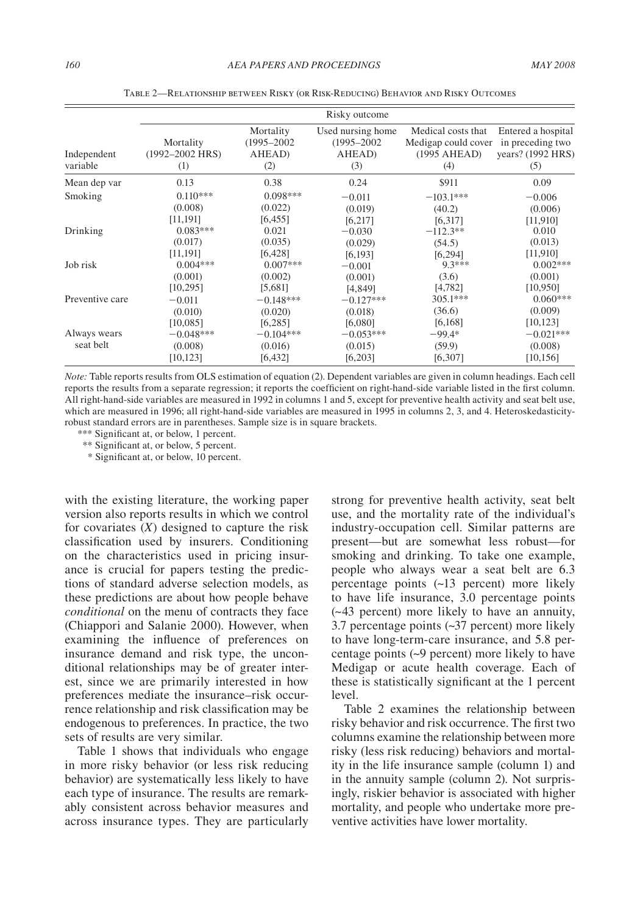Table 2—Relationship between Risky (or Risk-Reducing) Behavior and Risky Outcomes

| Independent variable | Risky outcome | | | | |
|---|---|---|---|---|---|
| | Mortality (1992–2002 HRS) (1) | Mortality (1995–2002 AHEAD) (2) | Used nursing home (1995–2002 AHEAD) (3) | Medical costs that Medigap could cover (1995 AHEAD) (4) | Entered a hospital in preceding two years? (1992 HRS) (5) |
| Mean dep var | 0.13 | 0.38 | 0.24 | \$911 | 0.09 |
| Smoking | 0.110*** | 0.098*** | −0.011 | −103.1*** | −0.006 |
| | (0.008) | (0.022) | (0.019) | (40.2) | (0.006) |
| | [11,191] | [6,455] | [6,217] | [6,317] | [11,910] |
| Drinking | 0.083*** | 0.021 | −0.030 | −112.3** | 0.010 |
| | (0.017) | (0.035) | (0.029) | (54.5) | (0.013) |
| | [11,191] | [6,428] | [6,193] | [6,294] | [11,910] |
| Job risk | 0.004*** | 0.007*** | −0.001 | 9.3*** | 0.002*** |
| | (0.001) | (0.002) | (0.001) | (3.6) | (0.001) |
| | [10,295] | [5,681] | [4,849] | [4,782] | [10,950] |
| Preventive care | −0.011 | −0.148*** | −0.127*** | 305.1*** | 0.060*** |
| | (0.010) | (0.020) | (0.018) | (36.6) | (0.009) |
| | [10,085] | [6,285] | [6,080] | [6,168] | [10,123] |
| Always wears seat belt | −0.048*** | −0.104*** | −0.053*** | −99.4* | −0.021*** |
| | (0.008) | (0.016) | (0.015) | (59.9) | (0.008) |
| | [10,123] | [6,432] | [6,203] | [6,307] | [10,156] |

*Note:* Table reports results from OLS estimation of equation (2). Dependent variables are given in column headings. Each cell reports the results from a separate regression; it reports the coefficient on right-hand-side variable listed in the first column. All right-hand-side variables are measured in 1992 in columns 1 and 5, except for preventive health activity and seat belt use, which are measured in 1996; all right-hand-side variables are measured in 1995 in columns 2, 3, and 4. Heteroskedasticity-robust standard errors are in parentheses. Sample size is in square brackets.

*** Significant at, or below, 1 percent.

** Significant at, or below, 5 percent.

* Significant at, or below, 10 percent.

with the existing literature, the working paper version also reports results in which we control for covariates ($X$) designed to capture the risk classification used by insurers. Conditioning on the characteristics used in pricing insurance is crucial for papers testing the predictions of standard adverse selection models, as these predictions are about how people behave *conditional* on the menu of contracts they face (Chiappori and Salanie 2000). However, when examining the influence of preferences on insurance demand and risk type, the unconditional relationships may be of greater interest, since we are primarily interested in how preferences mediate the insurance–risk occurrence relationship and risk classification may be endogenous to preferences. In practice, the two sets of results are very similar.

Table 1 shows that individuals who engage in more risky behavior (or less risk reducing behavior) are systematically less likely to have each type of insurance. The results are remarkably consistent across behavior measures and across insurance types. They are particularly strong for preventive health activity, seat belt use, and the mortality rate of the individual's industry-occupation cell. Similar patterns are present—but are somewhat less robust—for smoking and drinking. To take one example, people who always wear a seat belt are 6.3 percentage points (~13 percent) more likely to have life insurance, 3.0 percentage points (~43 percent) more likely to have an annuity, 3.7 percentage points (~37 percent) more likely to have long-term-care insurance, and 5.8 percentage points (~9 percent) more likely to have Medigap or acute health coverage. Each of these is statistically significant at the 1 percent level.

Table 2 examines the relationship between risky behavior and risk occurrence. The first two columns examine the relationship between more risky (less risk reducing) behaviors and mortality in the life insurance sample (column 1) and in the annuity sample (column 2). Not surprisingly, riskier behavior is associated with higher mortality, and people who undertake more preventive activities have lower mortality.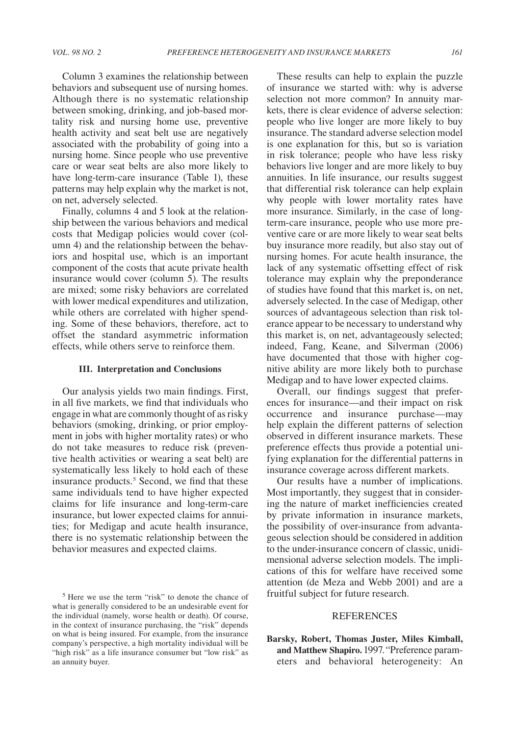Column 3 examines the relationship between behaviors and subsequent use of nursing homes. Although there is no systematic relationship between smoking, drinking, and job-based mortality risk and nursing home use, preventive health activity and seat belt use are negatively associated with the probability of going into a nursing home. Since people who use preventive care or wear seat belts are also more likely to have long-term-care insurance (Table 1), these patterns may help explain why the market is not, on net, adversely selected.

Finally, columns 4 and 5 look at the relationship between the various behaviors and medical costs that Medigap policies would cover (column 4) and the relationship between the behaviors and hospital use, which is an important component of the costs that acute private health insurance would cover (column 5). The results are mixed; some risky behaviors are correlated with lower medical expenditures and utilization, while others are correlated with higher spending. Some of these behaviors, therefore, act to offset the standard asymmetric information effects, while others serve to reinforce them.

### III. Interpretation and Conclusions

Our analysis yields two main findings. First, in all five markets, we find that individuals who engage in what are commonly thought of as risky behaviors (smoking, drinking, or prior employment in jobs with higher mortality rates) or who do not take measures to reduce risk (preventive health activities or wearing a seat belt) are systematically less likely to hold each of these insurance products.[5] Second, we find that these same individuals tend to have higher expected claims for life insurance and long-term-care insurance, but lower expected claims for annuities; for Medigap and acute health insurance, there is no systematic relationship between the behavior measures and expected claims.

These results can help to explain the puzzle of insurance we started with: why is adverse selection not more common? In annuity markets, there is clear evidence of adverse selection: people who live longer are more likely to buy insurance. The standard adverse selection model is one explanation for this, but so is variation in risk tolerance; people who have less risky behaviors live longer and are more likely to buy annuities. In life insurance, our results suggest that differential risk tolerance can help explain why people with lower mortality rates have more insurance. Similarly, in the case of long-term-care insurance, people who use more preventive care or are more likely to wear seat belts buy insurance more readily, but also stay out of nursing homes. For acute health insurance, the lack of any systematic offsetting effect of risk tolerance may explain why the preponderance of studies have found that this market is, on net, adversely selected. In the case of Medigap, other sources of advantageous selection than risk tolerance appear to be necessary to understand why this market is, on net, advantageously selected; indeed, Fang, Keane, and Silverman (2006) have documented that those with higher cognitive ability are more likely both to purchase Medigap and to have lower expected claims.

Overall, our findings suggest that preferences for insurance—and their impact on risk occurrence and insurance purchase—may help explain the different patterns of selection observed in different insurance markets. These preference effects thus provide a potential unifying explanation for the differential patterns in insurance coverage across different markets.

Our results have a number of implications. Most importantly, they suggest that in considering the nature of market inefficiencies created by private information in insurance markets, the possibility of over-insurance from advantageous selection should be considered in addition to the under-insurance concern of classic, unidimensional adverse selection models. The implications of this for welfare have received some attention (de Meza and Webb 2001) and are a fruitful subject for future research.

[5] Here we use the term "risk" to denote the chance of what is generally considered to be an undesirable event for the individual (namely, worse health or death). Of course, in the context of insurance purchasing, the "risk" depends on what is being insured. For example, from the insurance company's perspective, a high mortality individual will be "high risk" as a life insurance consumer but "low risk" as an annuity buyer.

## REFERENCES

**Barsky, Robert, Thomas Juster, Miles Kimball, and Matthew Shapiro.** 1997. "Preference parameters and behavioral heterogeneity: An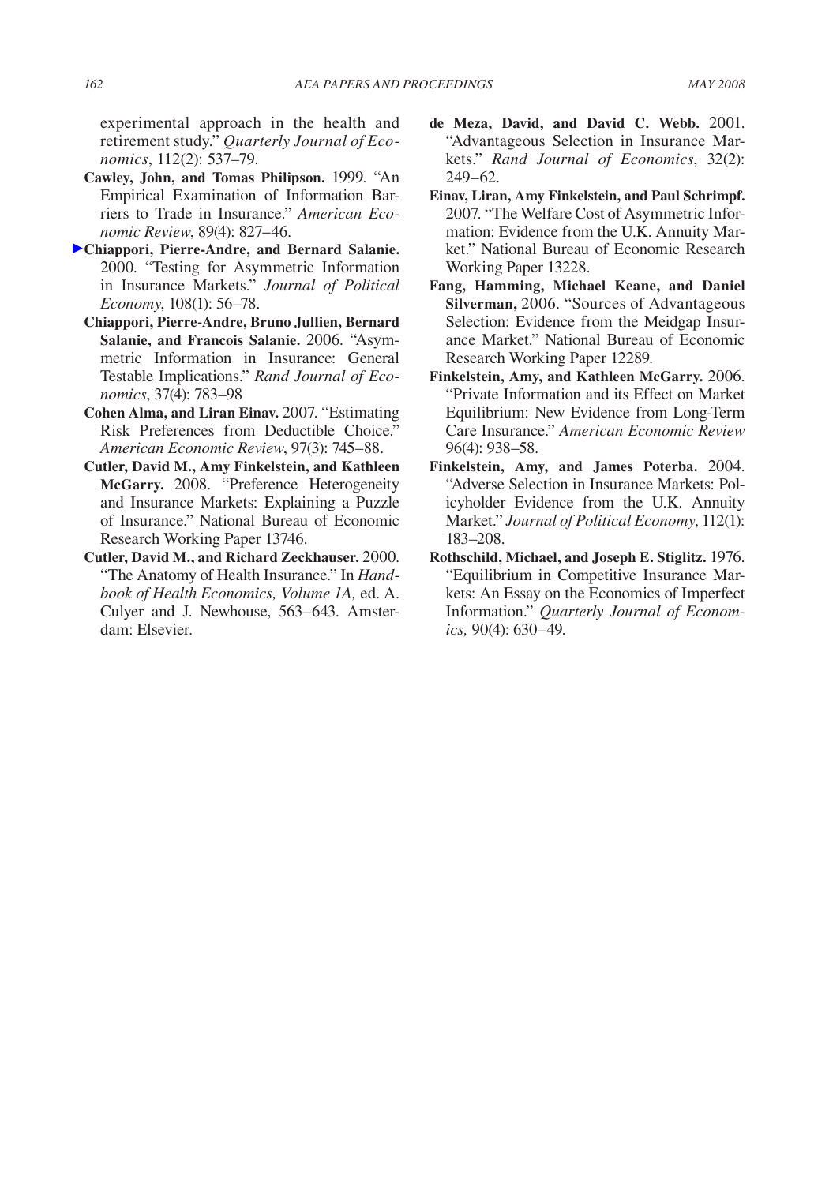experimental approach in the health and retirement study." *Quarterly Journal of Economics*, 112(2): 537–79.

**Cawley, John, and Tomas Philipson.** 1999. "An Empirical Examination of Information Barriers to Trade in Insurance." *American Economic Review*, 89(4): 827–46.

**Chiappori, Pierre-Andre, and Bernard Salanie.** 2000. "Testing for Asymmetric Information in Insurance Markets." *Journal of Political Economy*, 108(1): 56–78.

**Chiappori, Pierre-Andre, Bruno Jullien, Bernard Salanie, and Francois Salanie.** 2006. "Asymmetric Information in Insurance: General Testable Implications." *Rand Journal of Economics*, 37(4): 783–98

**Cohen Alma, and Liran Einav.** 2007. "Estimating Risk Preferences from Deductible Choice." *American Economic Review*, 97(3): 745–88.

**Cutler, David M., Amy Finkelstein, and Kathleen McGarry.** 2008. "Preference Heterogeneity and Insurance Markets: Explaining a Puzzle of Insurance." National Bureau of Economic Research Working Paper 13746.

**Cutler, David M., and Richard Zeckhauser.** 2000. "The Anatomy of Health Insurance." In *Handbook of Health Economics, Volume 1A,* ed. A. Culyer and J. Newhouse, 563–643. Amsterdam: Elsevier.

**de Meza, David, and David C. Webb.** 2001. "Advantageous Selection in Insurance Markets." *Rand Journal of Economics*, 32(2): 249–62.

**Einav, Liran, Amy Finkelstein, and Paul Schrimpf.** 2007. "The Welfare Cost of Asymmetric Information: Evidence from the U.K. Annuity Market." National Bureau of Economic Research Working Paper 13228.

**Fang, Hamming, Michael Keane, and Daniel Silverman,** 2006. "Sources of Advantageous Selection: Evidence from the Meidgap Insurance Market." National Bureau of Economic Research Working Paper 12289.

**Finkelstein, Amy, and Kathleen McGarry.** 2006. "Private Information and its Effect on Market Equilibrium: New Evidence from Long-Term Care Insurance." *American Economic Review* 96(4): 938–58.

**Finkelstein, Amy, and James Poterba.** 2004. "Adverse Selection in Insurance Markets: Policyholder Evidence from the U.K. Annuity Market." *Journal of Political Economy*, 112(1): 183–208.

**Rothschild, Michael, and Joseph E. Stiglitz.** 1976. "Equilibrium in Competitive Insurance Markets: An Essay on the Economics of Imperfect Information." *Quarterly Journal of Economics,* 90(4): 630–49.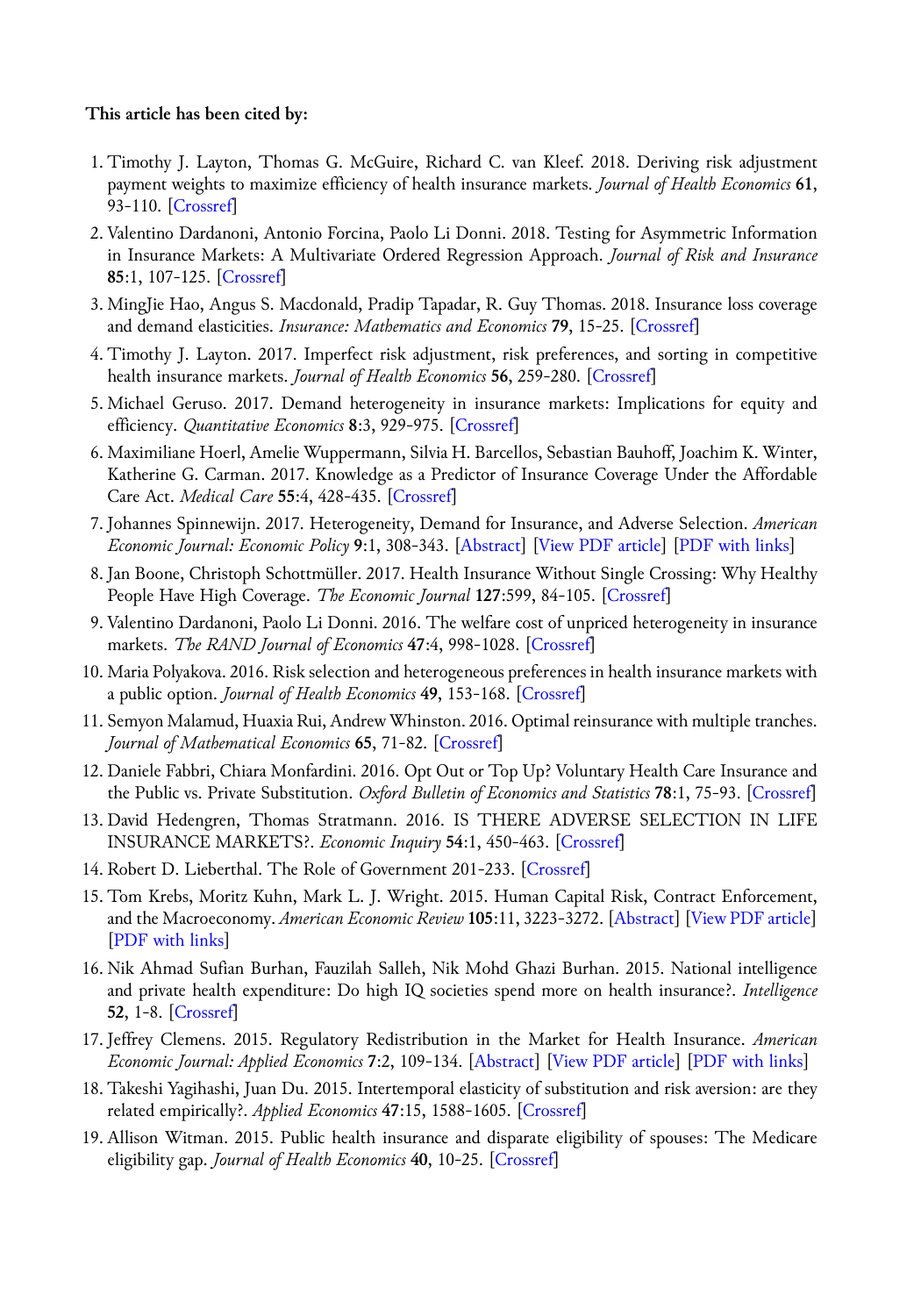**This article has been cited by:**

1. Timothy J. Layton, Thomas G. McGuire, Richard C. van Kleef. 2018. Deriving risk adjustment payment weights to maximize efficiency of health insurance markets. *Journal of Health Economics* **61**, 93-110. [Crossref]
2. Valentino Dardanoni, Antonio Forcina, Paolo Li Donni. 2018. Testing for Asymmetric Information in Insurance Markets: A Multivariate Ordered Regression Approach. *Journal of Risk and Insurance* **85**:1, 107-125. [Crossref]
3. MingJie Hao, Angus S. Macdonald, Pradip Tapadar, R. Guy Thomas. 2018. Insurance loss coverage and demand elasticities. *Insurance: Mathematics and Economics* **79**, 15-25. [Crossref]
4. Timothy J. Layton. 2017. Imperfect risk adjustment, risk preferences, and sorting in competitive health insurance markets. *Journal of Health Economics* **56**, 259-280. [Crossref]
5. Michael Geruso. 2017. Demand heterogeneity in insurance markets: Implications for equity and efficiency. *Quantitative Economics* **8**:3, 929-975. [Crossref]
6. Maximiliane Hoerl, Amelie Wuppermann, Silvia H. Barcellos, Sebastian Bauhoff, Joachim K. Winter, Katherine G. Carman. 2017. Knowledge as a Predictor of Insurance Coverage Under the Affordable Care Act. *Medical Care* **55**:4, 428-435. [Crossref]
7. Johannes Spinnewijn. 2017. Heterogeneity, Demand for Insurance, and Adverse Selection. *American Economic Journal: Economic Policy* **9**:1, 308-343. [Abstract] [View PDF article] [PDF with links]
8. Jan Boone, Christoph Schottmüller. 2017. Health Insurance Without Single Crossing: Why Healthy People Have High Coverage. *The Economic Journal* **127**:599, 84-105. [Crossref]
9. Valentino Dardanoni, Paolo Li Donni. 2016. The welfare cost of unpriced heterogeneity in insurance markets. *The RAND Journal of Economics* **47**:4, 998-1028. [Crossref]
10. Maria Polyakova. 2016. Risk selection and heterogeneous preferences in health insurance markets with a public option. *Journal of Health Economics* **49**, 153-168. [Crossref]
11. Semyon Malamud, Huaxia Rui, Andrew Whinston. 2016. Optimal reinsurance with multiple tranches. *Journal of Mathematical Economics* **65**, 71-82. [Crossref]
12. Daniele Fabbri, Chiara Monfardini. 2016. Opt Out or Top Up? Voluntary Health Care Insurance and the Public vs. Private Substitution. *Oxford Bulletin of Economics and Statistics* **78**:1, 75-93. [Crossref]
13. David Hedengren, Thomas Stratmann. 2016. IS THERE ADVERSE SELECTION IN LIFE INSURANCE MARKETS?. *Economic Inquiry* **54**:1, 450-463. [Crossref]
14. Robert D. Lieberthal. The Role of Government 201-233. [Crossref]
15. Tom Krebs, Moritz Kuhn, Mark L. J. Wright. 2015. Human Capital Risk, Contract Enforcement, and the Macroeconomy. *American Economic Review* **105**:11, 3223-3272. [Abstract] [View PDF article] [PDF with links]
16. Nik Ahmad Sufian Burhan, Fauzilah Salleh, Nik Mohd Ghazi Burhan. 2015. National intelligence and private health expenditure: Do high IQ societies spend more on health insurance?. *Intelligence* **52**, 1-8. [Crossref]
17. Jeffrey Clemens. 2015. Regulatory Redistribution in the Market for Health Insurance. *American Economic Journal: Applied Economics* **7**:2, 109-134. [Abstract] [View PDF article] [PDF with links]
18. Takeshi Yagihashi, Juan Du. 2015. Intertemporal elasticity of substitution and risk aversion: are they related empirically?. *Applied Economics* **47**:15, 1588-1605. [Crossref]
19. Allison Witman. 2015. Public health insurance and disparate eligibility of spouses: The Medicare eligibility gap. *Journal of Health Economics* **40**, 10-25. [Crossref]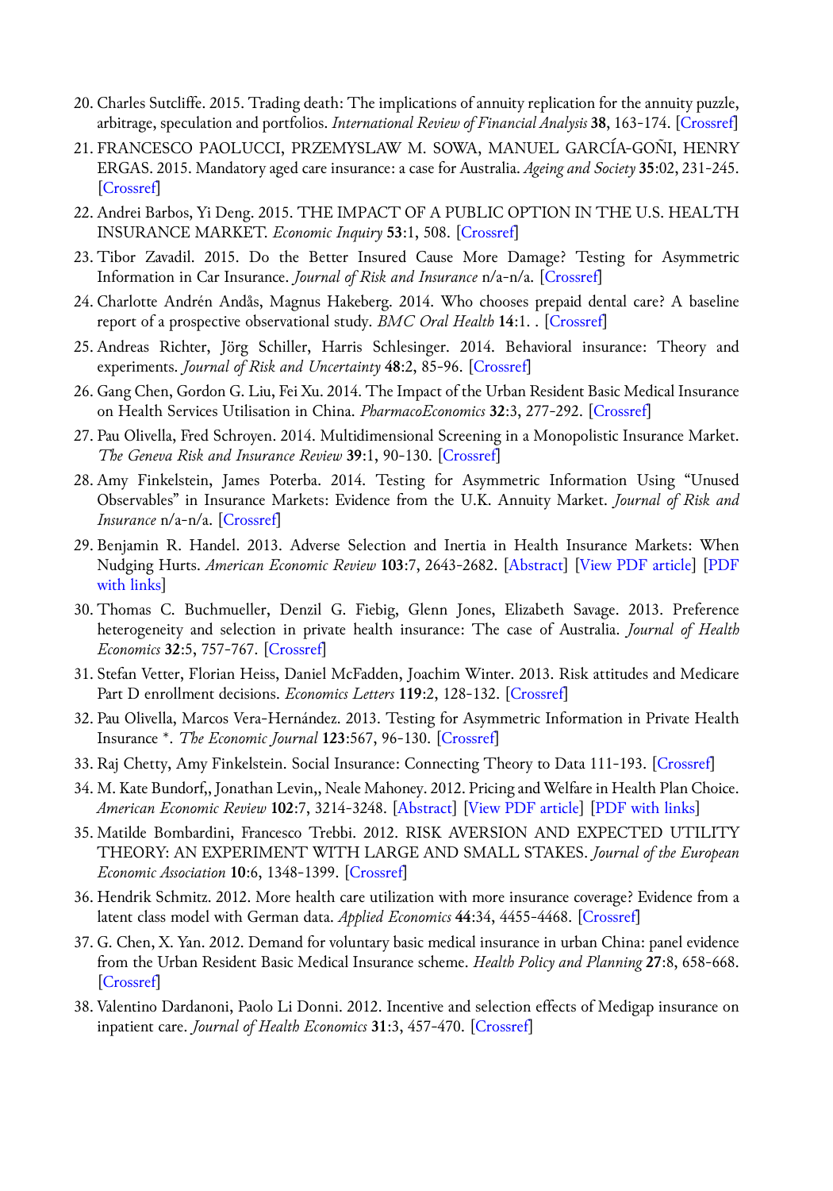20. Charles Sutcliffe. 2015. Trading death: The implications of annuity replication for the annuity puzzle, arbitrage, speculation and portfolios. *International Review of Financial Analysis* **38**, 163-174. [Crossref]
21. FRANCESCO PAOLUCCI, PRZEMYSLAW M. SOWA, MANUEL GARCÍA-GOÑI, HENRY ERGAS. 2015. Mandatory aged care insurance: a case for Australia. *Ageing and Society* **35**:02, 231-245. [Crossref]
22. Andrei Barbos, Yi Deng. 2015. THE IMPACT OF A PUBLIC OPTION IN THE U.S. HEALTH INSURANCE MARKET. *Economic Inquiry* **53**:1, 508. [Crossref]
23. Tibor Zavadil. 2015. Do the Better Insured Cause More Damage? Testing for Asymmetric Information in Car Insurance. *Journal of Risk and Insurance* n/a-n/a. [Crossref]
24. Charlotte Andrén Andås, Magnus Hakeberg. 2014. Who chooses prepaid dental care? A baseline report of a prospective observational study. *BMC Oral Health* **14**:1. . [Crossref]
25. Andreas Richter, Jörg Schiller, Harris Schlesinger. 2014. Behavioral insurance: Theory and experiments. *Journal of Risk and Uncertainty* **48**:2, 85-96. [Crossref]
26. Gang Chen, Gordon G. Liu, Fei Xu. 2014. The Impact of the Urban Resident Basic Medical Insurance on Health Services Utilisation in China. *PharmacoEconomics* **32**:3, 277-292. [Crossref]
27. Pau Olivella, Fred Schroyen. 2014. Multidimensional Screening in a Monopolistic Insurance Market. *The Geneva Risk and Insurance Review* **39**:1, 90-130. [Crossref]
28. Amy Finkelstein, James Poterba. 2014. Testing for Asymmetric Information Using "Unused Observables" in Insurance Markets: Evidence from the U.K. Annuity Market. *Journal of Risk and Insurance* n/a-n/a. [Crossref]
29. Benjamin R. Handel. 2013. Adverse Selection and Inertia in Health Insurance Markets: When Nudging Hurts. *American Economic Review* **103**:7, 2643-2682. [Abstract] [View PDF article] [PDF with links]
30. Thomas C. Buchmueller, Denzil G. Fiebig, Glenn Jones, Elizabeth Savage. 2013. Preference heterogeneity and selection in private health insurance: The case of Australia. *Journal of Health Economics* **32**:5, 757-767. [Crossref]
31. Stefan Vetter, Florian Heiss, Daniel McFadden, Joachim Winter. 2013. Risk attitudes and Medicare Part D enrollment decisions. *Economics Letters* **119**:2, 128-132. [Crossref]
32. Pau Olivella, Marcos Vera-Hernández. 2013. Testing for Asymmetric Information in Private Health Insurance *. *The Economic Journal* **123**:567, 96-130. [Crossref]
33. Raj Chetty, Amy Finkelstein. Social Insurance: Connecting Theory to Data 111-193. [Crossref]
34. M. Kate Bundorf,, Jonathan Levin,, Neale Mahoney. 2012. Pricing and Welfare in Health Plan Choice. *American Economic Review* **102**:7, 3214-3248. [Abstract] [View PDF article] [PDF with links]
35. Matilde Bombardini, Francesco Trebbi. 2012. RISK AVERSION AND EXPECTED UTILITY THEORY: AN EXPERIMENT WITH LARGE AND SMALL STAKES. *Journal of the European Economic Association* **10**:6, 1348-1399. [Crossref]
36. Hendrik Schmitz. 2012. More health care utilization with more insurance coverage? Evidence from a latent class model with German data. *Applied Economics* **44**:34, 4455-4468. [Crossref]
37. G. Chen, X. Yan. 2012. Demand for voluntary basic medical insurance in urban China: panel evidence from the Urban Resident Basic Medical Insurance scheme. *Health Policy and Planning* **27**:8, 658-668. [Crossref]
38. Valentino Dardanoni, Paolo Li Donni. 2012. Incentive and selection effects of Medigap insurance on inpatient care. *Journal of Health Economics* **31**:3, 457-470. [Crossref]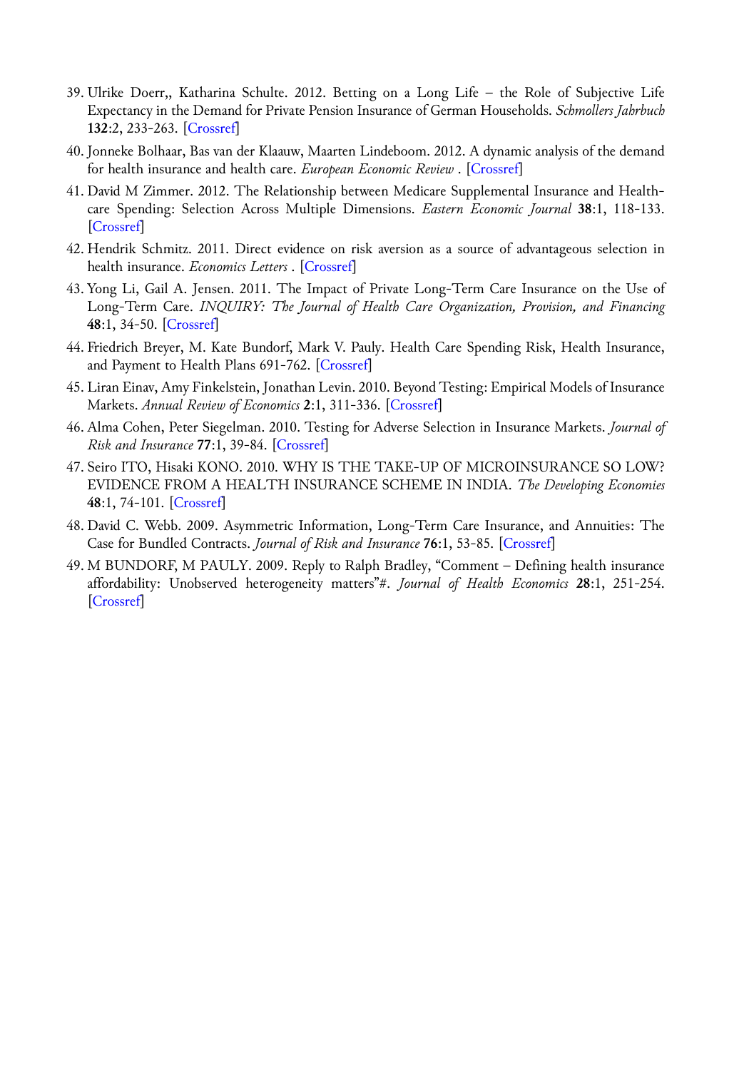39. Ulrike Doerr,, Katharina Schulte. 2012. Betting on a Long Life – the Role of Subjective Life Expectancy in the Demand for Private Pension Insurance of German Households. *Schmollers Jahrbuch* **132**:2, 233-263. [Crossref]
40. Jonneke Bolhaar, Bas van der Klaauw, Maarten Lindeboom. 2012. A dynamic analysis of the demand for health insurance and health care. *European Economic Review* . [Crossref]
41. David M Zimmer. 2012. The Relationship between Medicare Supplemental Insurance and Health-care Spending: Selection Across Multiple Dimensions. *Eastern Economic Journal* **38**:1, 118-133. [Crossref]
42. Hendrik Schmitz. 2011. Direct evidence on risk aversion as a source of advantageous selection in health insurance. *Economics Letters* . [Crossref]
43. Yong Li, Gail A. Jensen. 2011. The Impact of Private Long-Term Care Insurance on the Use of Long-Term Care. *INQUIRY: The Journal of Health Care Organization, Provision, and Financing* **48**:1, 34-50. [Crossref]
44. Friedrich Breyer, M. Kate Bundorf, Mark V. Pauly. Health Care Spending Risk, Health Insurance, and Payment to Health Plans 691-762. [Crossref]
45. Liran Einav, Amy Finkelstein, Jonathan Levin. 2010. Beyond Testing: Empirical Models of Insurance Markets. *Annual Review of Economics* **2**:1, 311-336. [Crossref]
46. Alma Cohen, Peter Siegelman. 2010. Testing for Adverse Selection in Insurance Markets. *Journal of Risk and Insurance* **77**:1, 39-84. [Crossref]
47. Seiro ITO, Hisaki KONO. 2010. WHY IS THE TAKE-UP OF MICROINSURANCE SO LOW? EVIDENCE FROM A HEALTH INSURANCE SCHEME IN INDIA. *The Developing Economies* **48**:1, 74-101. [Crossref]
48. David C. Webb. 2009. Asymmetric Information, Long-Term Care Insurance, and Annuities: The Case for Bundled Contracts. *Journal of Risk and Insurance* **76**:1, 53-85. [Crossref]
49. M BUNDORF, M PAULY. 2009. Reply to Ralph Bradley, "Comment – Defining health insurance affordability: Unobserved heterogeneity matters"#. *Journal of Health Economics* **28**:1, 251-254. [Crossref]